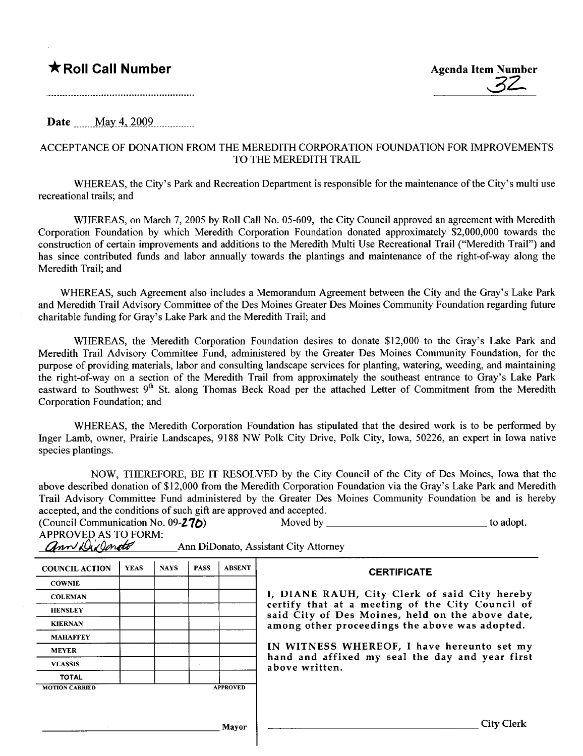**★Roll Call Number**

**Agenda Item Number**
32

**Date** May 4, 2009

ACCEPTANCE OF DONATION FROM THE MEREDITH CORPORATION FOUNDATION FOR IMPROVEMENTS TO THE MEREDITH TRAIL

WHEREAS, the City's Park and Recreation Department is responsible for the maintenance of the City's multi use recreational trails; and

WHEREAS, on March 7, 2005 by Roll Call No. 05-609, the City Council approved an agreement with Meredith Corporation Foundation by which Meredith Corporation Foundation donated approximately $2,000,000 towards the construction of certain improvements and additions to the Meredith Multi Use Recreational Trail ("Meredith Trail") and has since contributed funds and labor annually towards the plantings and maintenance of the right-of-way along the Meredith Trail; and

WHEREAS, such Agreement also includes a Memorandum Agreement between the City and the Gray's Lake Park and Meredith Trail Advisory Committee of the Des Moines Greater Des Moines Community Foundation regarding future charitable funding for Gray's Lake Park and the Meredith Trail; and

WHEREAS, the Meredith Corporation Foundation desires to donate $12,000 to the Gray's Lake Park and Meredith Trail Advisory Committee Fund, administered by the Greater Des Moines Community Foundation, for the purpose of providing materials, labor and consulting landscape services for planting, watering, weeding, and maintaining the right-of-way on a section of the Meredith Trail from approximately the southeast entrance to Gray's Lake Park eastward to Southwest 9th St. along Thomas Beck Road per the attached Letter of Commitment from the Meredith Corporation Foundation; and

WHEREAS, the Meredith Corporation Foundation has stipulated that the desired work is to be performed by Inger Lamb, owner, Prairie Landscapes, 9188 NW Polk City Drive, Polk City, Iowa, 50226, an expert in Iowa native species plantings.

NOW, THEREFORE, BE IT RESOLVED by the City Council of the City of Des Moines, Iowa that the above described donation of $12,000 from the Meredith Corporation Foundation via the Gray's Lake Park and Meredith Trail Advisory Committee Fund administered by the Greater Des Moines Community Foundation be and is hereby accepted, and the conditions of such gift are approved and accepted.

(Council Communication No. 09-270) Moved by ____________________ to adopt.

APPROVED AS TO FORM:

Ann DiDonato, Assistant City Attorney

| COUNCIL ACTION | YEAS | NAYS | PASS | ABSENT |
|---|---|---|---|---|
| COWNIE | | | | |
| COLEMAN | | | | |
| HENSLEY | | | | |
| KIERNAN | | | | |
| MAHAFFEY | | | | |
| MEYER | | | | |
| VLASSIS | | | | |
| TOTAL | | | | |
| MOTION CARRIED | | | | APPROVED |

____________________ Mayor

**CERTIFICATE**

I, DIANE RAUH, City Clerk of said City hereby certify that at a meeting of the City Council of said City of Des Moines, held on the above date, among other proceedings the above was adopted.

IN WITNESS WHEREOF, I have hereunto set my hand and affixed my seal the day and year first above written.

____________________ City Clerk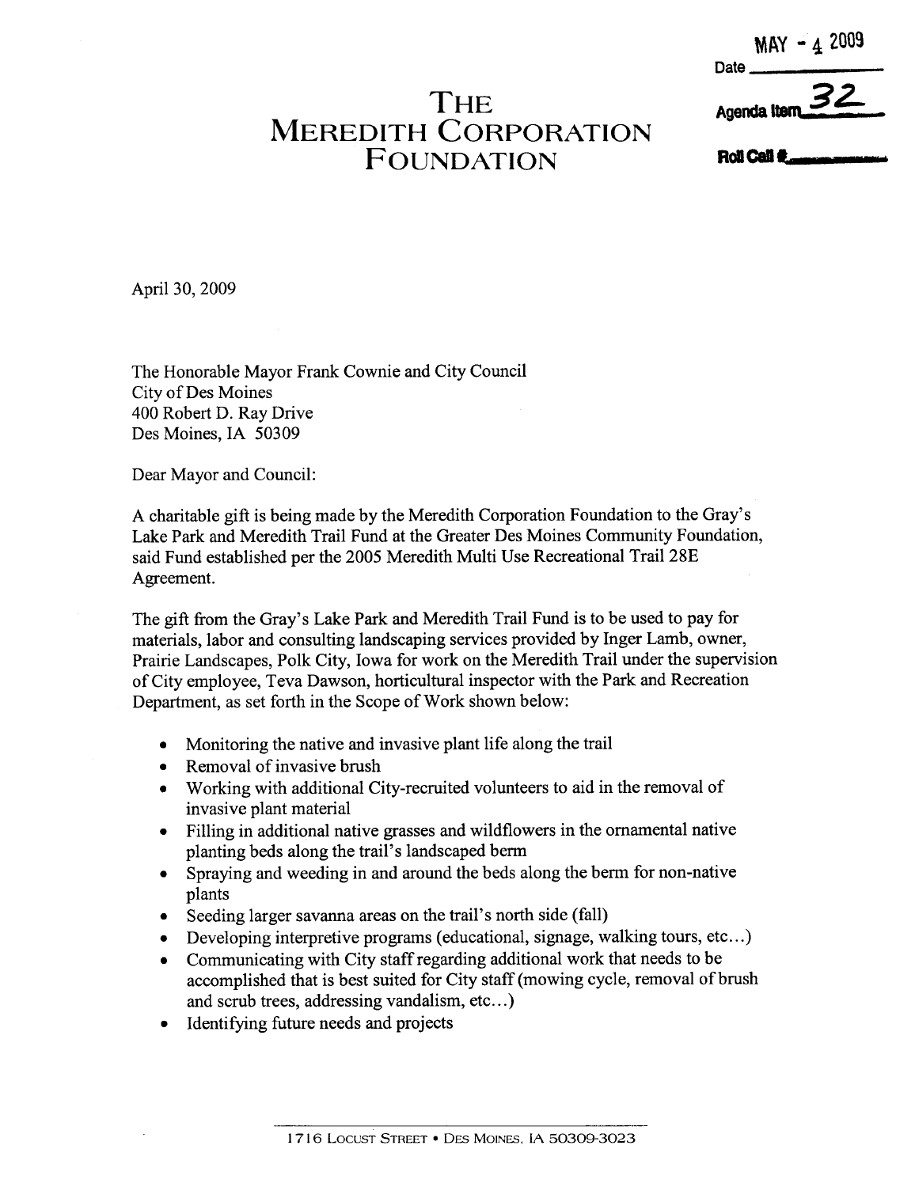MAY - 4 2009

Date ____________

Agenda Item 32

Roll Call # ____________

# THE MEREDITH CORPORATION FOUNDATION

April 30, 2009

The Honorable Mayor Frank Cownie and City Council
City of Des Moines
400 Robert D. Ray Drive
Des Moines, IA 50309

Dear Mayor and Council:

A charitable gift is being made by the Meredith Corporation Foundation to the Gray's Lake Park and Meredith Trail Fund at the Greater Des Moines Community Foundation, said Fund established per the 2005 Meredith Multi Use Recreational Trail 28E Agreement.

The gift from the Gray's Lake Park and Meredith Trail Fund is to be used to pay for materials, labor and consulting landscaping services provided by Inger Lamb, owner, Prairie Landscapes, Polk City, Iowa for work on the Meredith Trail under the supervision of City employee, Teva Dawson, horticultural inspector with the Park and Recreation Department, as set forth in the Scope of Work shown below:

- Monitoring the native and invasive plant life along the trail
- Removal of invasive brush
- Working with additional City-recruited volunteers to aid in the removal of invasive plant material
- Filling in additional native grasses and wildflowers in the ornamental native planting beds along the trail's landscaped berm
- Spraying and weeding in and around the beds along the berm for non-native plants
- Seeding larger savanna areas on the trail's north side (fall)
- Developing interpretive programs (educational, signage, walking tours, etc…)
- Communicating with City staff regarding additional work that needs to be accomplished that is best suited for City staff (mowing cycle, removal of brush and scrub trees, addressing vandalism, etc…)
- Identifying future needs and projects

1716 LOCUST STREET • DES MOINES, IA 50309-3023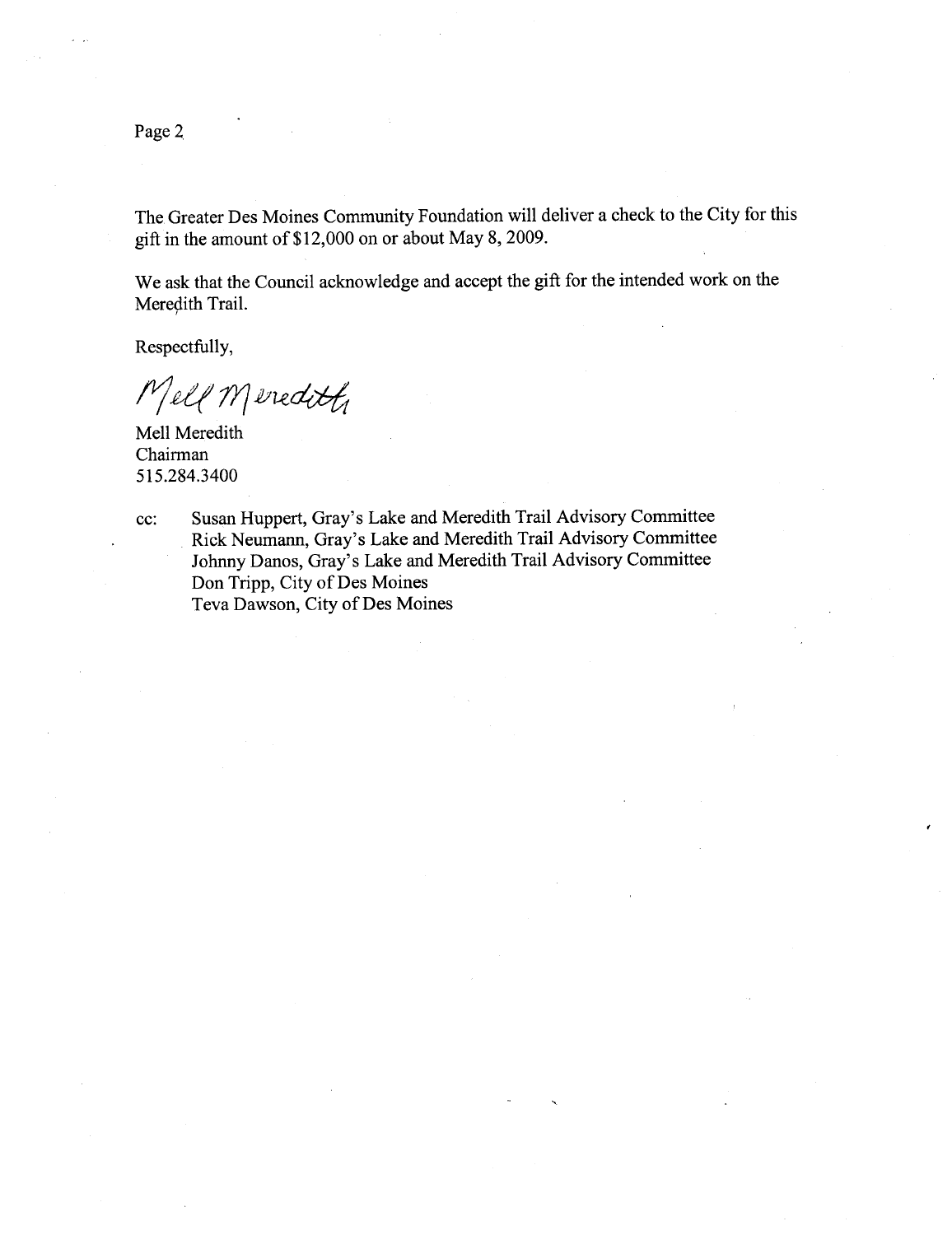The Greater Des Moines Community Foundation will deliver a check to the City for this gift in the amount of $12,000 on or about May 8, 2009.

We ask that the Council acknowledge and accept the gift for the intended work on the Meredith Trail.

Respectfully,

Mell Meredith

Mell Meredith
Chairman
515.284.3400

cc: Susan Huppert, Gray's Lake and Meredith Trail Advisory Committee
Rick Neumann, Gray's Lake and Meredith Trail Advisory Committee
Johnny Danos, Gray's Lake and Meredith Trail Advisory Committee
Don Tripp, City of Des Moines
Teva Dawson, City of Des Moines